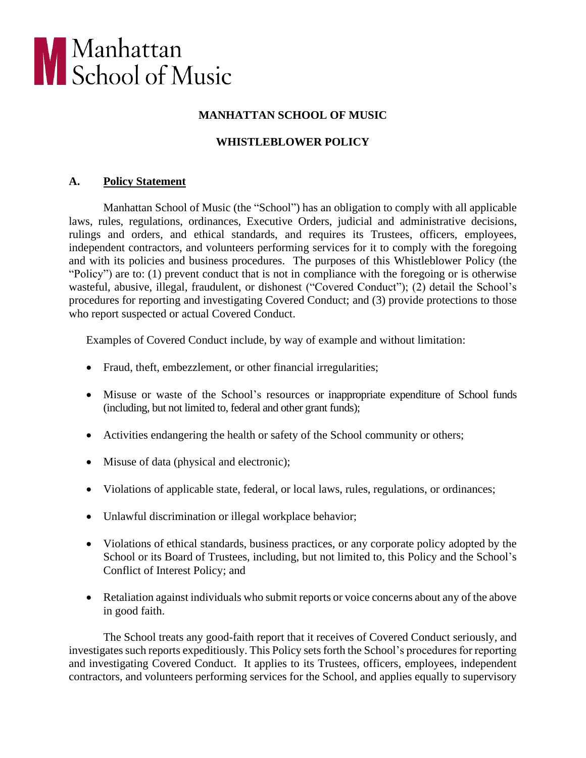# MANHATTAN SCHOOL OF MUSIC

## WHISTLEBLOWER POLICY

### A. <u>Policy Statement</u>

Manhattan School of Music (the "School") has an obligation to comply with all applicable laws, rules, regulations, ordinances, Executive Orders, judicial and administrative decisions, rulings and orders, and ethical standards, and requires its Trustees, officers, employees, independent contractors, and volunteers performing services for it to comply with the foregoing and with its policies and business procedures. The purposes of this Whistleblower Policy (the "Policy") are to: (1) prevent conduct that is not in compliance with the foregoing or is otherwise wasteful, abusive, illegal, fraudulent, or dishonest ("Covered Conduct"); (2) detail the School's procedures for reporting and investigating Covered Conduct; and (3) provide protections to those who report suspected or actual Covered Conduct.

Examples of Covered Conduct include, by way of example and without limitation:

- Fraud, theft, embezzlement, or other financial irregularities;
- Misuse or waste of the School's resources or inappropriate expenditure of School funds (including, but not limited to, federal and other grant funds);
- Activities endangering the health or safety of the School community or others;
- Misuse of data (physical and electronic);
- Violations of applicable state, federal, or local laws, rules, regulations, or ordinances;
- Unlawful discrimination or illegal workplace behavior;
- Violations of ethical standards, business practices, or any corporate policy adopted by the School or its Board of Trustees, including, but not limited to, this Policy and the School's Conflict of Interest Policy; and
- Retaliation against individuals who submit reports or voice concerns about any of the above in good faith.

The School treats any good-faith report that it receives of Covered Conduct seriously, and investigates such reports expeditiously. This Policy sets forth the School's procedures for reporting and investigating Covered Conduct. It applies to its Trustees, officers, employees, independent contractors, and volunteers performing services for the School, and applies equally to supervisory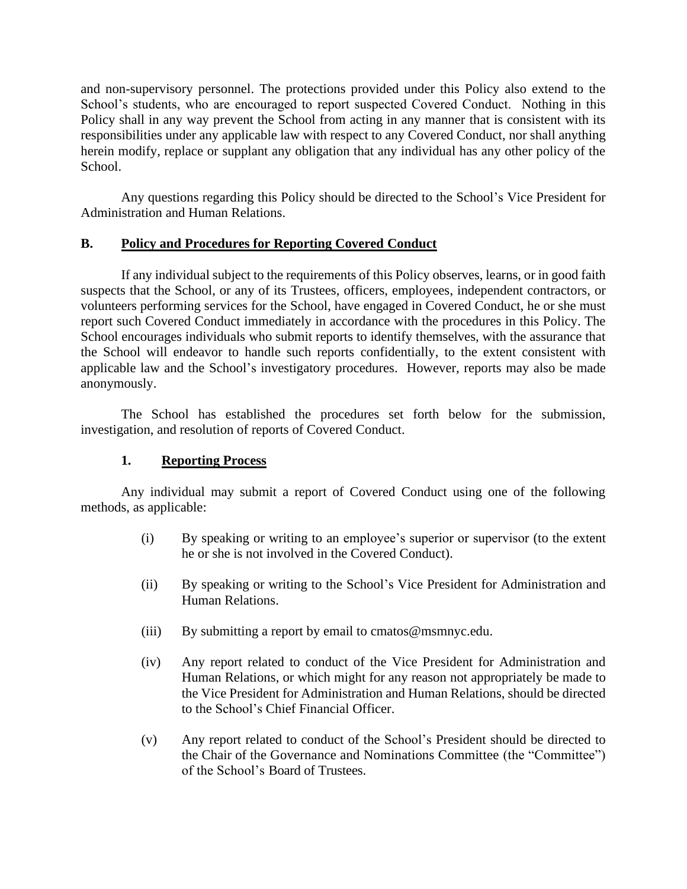and non-supervisory personnel. The protections provided under this Policy also extend to the School's students, who are encouraged to report suspected Covered Conduct. Nothing in this Policy shall in any way prevent the School from acting in any manner that is consistent with its responsibilities under any applicable law with respect to any Covered Conduct, nor shall anything herein modify, replace or supplant any obligation that any individual has any other policy of the School.

Any questions regarding this Policy should be directed to the School's Vice President for Administration and Human Relations.

## B. Policy and Procedures for Reporting Covered Conduct

If any individual subject to the requirements of this Policy observes, learns, or in good faith suspects that the School, or any of its Trustees, officers, employees, independent contractors, or volunteers performing services for the School, have engaged in Covered Conduct, he or she must report such Covered Conduct immediately in accordance with the procedures in this Policy. The School encourages individuals who submit reports to identify themselves, with the assurance that the School will endeavor to handle such reports confidentially, to the extent consistent with applicable law and the School's investigatory procedures. However, reports may also be made anonymously.

The School has established the procedures set forth below for the submission, investigation, and resolution of reports of Covered Conduct.

### 1. Reporting Process

Any individual may submit a report of Covered Conduct using one of the following methods, as applicable:

(i) By speaking or writing to an employee's superior or supervisor (to the extent he or she is not involved in the Covered Conduct).

(ii) By speaking or writing to the School's Vice President for Administration and Human Relations.

(iii) By submitting a report by email to cmatos@msmnyc.edu.

(iv) Any report related to conduct of the Vice President for Administration and Human Relations, or which might for any reason not appropriately be made to the Vice President for Administration and Human Relations, should be directed to the School's Chief Financial Officer.

(v) Any report related to conduct of the School's President should be directed to the Chair of the Governance and Nominations Committee (the "Committee") of the School's Board of Trustees.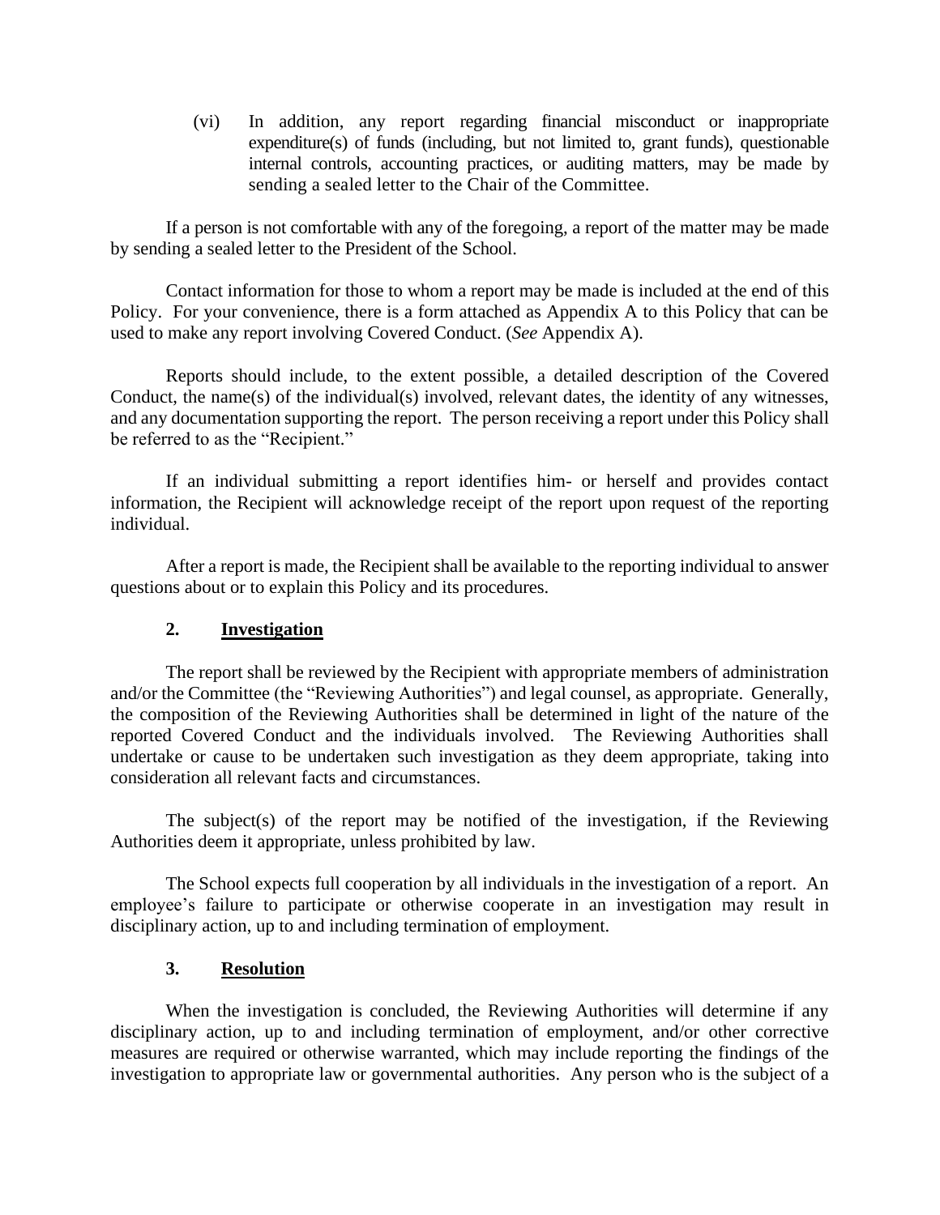(vi) In addition, any report regarding financial misconduct or inappropriate expenditure(s) of funds (including, but not limited to, grant funds), questionable internal controls, accounting practices, or auditing matters, may be made by sending a sealed letter to the Chair of the Committee.

If a person is not comfortable with any of the foregoing, a report of the matter may be made by sending a sealed letter to the President of the School.

Contact information for those to whom a report may be made is included at the end of this Policy. For your convenience, there is a form attached as Appendix A to this Policy that can be used to make any report involving Covered Conduct. (*See* Appendix A).

Reports should include, to the extent possible, a detailed description of the Covered Conduct, the name(s) of the individual(s) involved, relevant dates, the identity of any witnesses, and any documentation supporting the report. The person receiving a report under this Policy shall be referred to as the "Recipient."

If an individual submitting a report identifies him- or herself and provides contact information, the Recipient will acknowledge receipt of the report upon request of the reporting individual.

After a report is made, the Recipient shall be available to the reporting individual to answer questions about or to explain this Policy and its procedures.

### 2. <u>Investigation</u>

The report shall be reviewed by the Recipient with appropriate members of administration and/or the Committee (the "Reviewing Authorities") and legal counsel, as appropriate. Generally, the composition of the Reviewing Authorities shall be determined in light of the nature of the reported Covered Conduct and the individuals involved. The Reviewing Authorities shall undertake or cause to be undertaken such investigation as they deem appropriate, taking into consideration all relevant facts and circumstances.

The subject(s) of the report may be notified of the investigation, if the Reviewing Authorities deem it appropriate, unless prohibited by law.

The School expects full cooperation by all individuals in the investigation of a report. An employee's failure to participate or otherwise cooperate in an investigation may result in disciplinary action, up to and including termination of employment.

### 3. <u>Resolution</u>

When the investigation is concluded, the Reviewing Authorities will determine if any disciplinary action, up to and including termination of employment, and/or other corrective measures are required or otherwise warranted, which may include reporting the findings of the investigation to appropriate law or governmental authorities. Any person who is the subject of a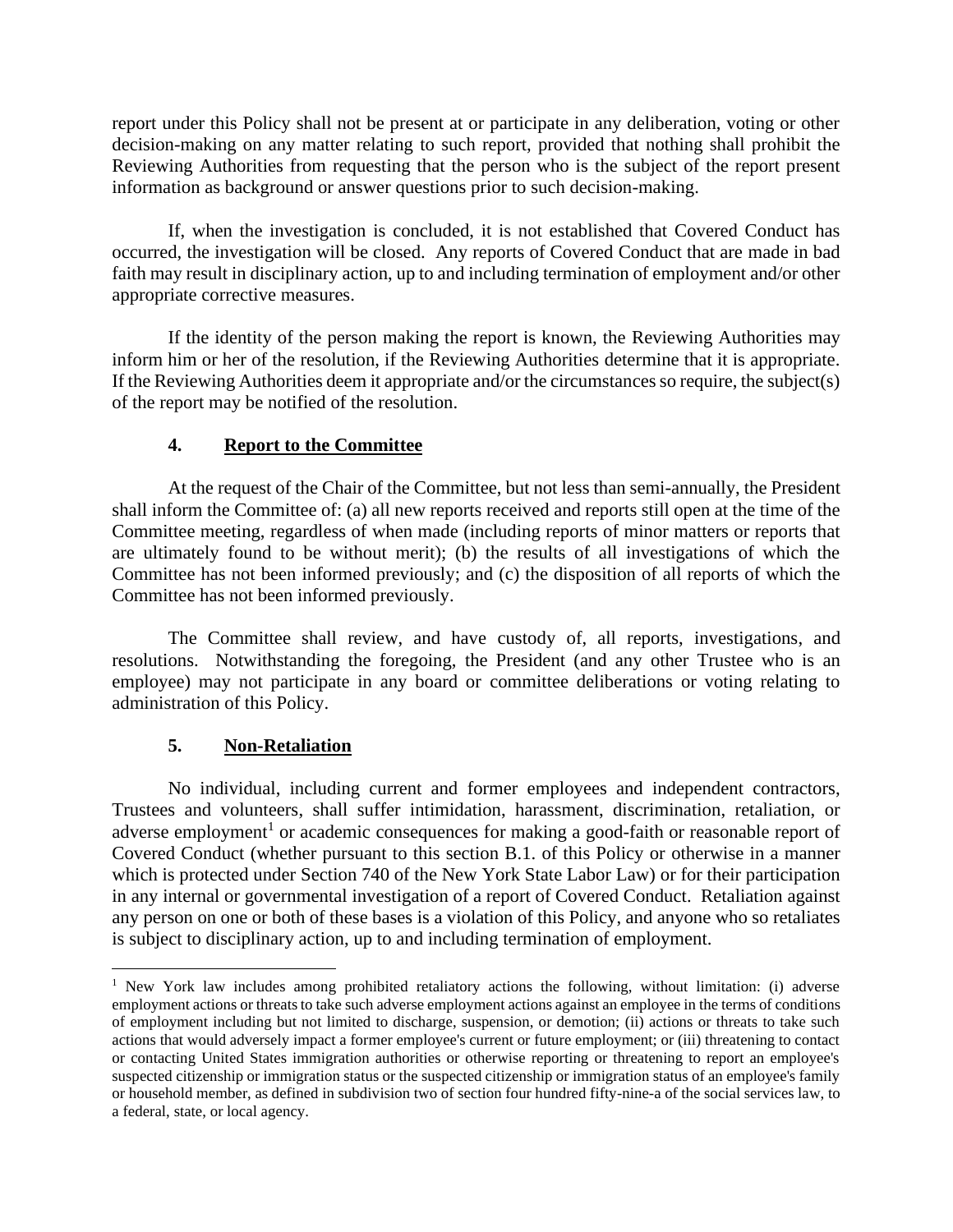report under this Policy shall not be present at or participate in any deliberation, voting or other decision-making on any matter relating to such report, provided that nothing shall prohibit the Reviewing Authorities from requesting that the person who is the subject of the report present information as background or answer questions prior to such decision-making.

If, when the investigation is concluded, it is not established that Covered Conduct has occurred, the investigation will be closed. Any reports of Covered Conduct that are made in bad faith may result in disciplinary action, up to and including termination of employment and/or other appropriate corrective measures.

If the identity of the person making the report is known, the Reviewing Authorities may inform him or her of the resolution, if the Reviewing Authorities determine that it is appropriate. If the Reviewing Authorities deem it appropriate and/or the circumstances so require, the subject(s) of the report may be notified of the resolution.

### 4. **Report to the Committee**

At the request of the Chair of the Committee, but not less than semi-annually, the President shall inform the Committee of: (a) all new reports received and reports still open at the time of the Committee meeting, regardless of when made (including reports of minor matters or reports that are ultimately found to be without merit); (b) the results of all investigations of which the Committee has not been informed previously; and (c) the disposition of all reports of which the Committee has not been informed previously.

The Committee shall review, and have custody of, all reports, investigations, and resolutions. Notwithstanding the foregoing, the President (and any other Trustee who is an employee) may not participate in any board or committee deliberations or voting relating to administration of this Policy.

### 5. **Non-Retaliation**

No individual, including current and former employees and independent contractors, Trustees and volunteers, shall suffer intimidation, harassment, discrimination, retaliation, or adverse employment[1] or academic consequences for making a good-faith or reasonable report of Covered Conduct (whether pursuant to this section B.1. of this Policy or otherwise in a manner which is protected under Section 740 of the New York State Labor Law) or for their participation in any internal or governmental investigation of a report of Covered Conduct. Retaliation against any person on one or both of these bases is a violation of this Policy, and anyone who so retaliates is subject to disciplinary action, up to and including termination of employment.

---

[1] New York law includes among prohibited retaliatory actions the following, without limitation: (i) adverse employment actions or threats to take such adverse employment actions against an employee in the terms of conditions of employment including but not limited to discharge, suspension, or demotion; (ii) actions or threats to take such actions that would adversely impact a former employee's current or future employment; or (iii) threatening to contact or contacting United States immigration authorities or otherwise reporting or threatening to report an employee's suspected citizenship or immigration status or the suspected citizenship or immigration status of an employee's family or household member, as defined in subdivision two of section four hundred fifty-nine-a of the social services law, to a federal, state, or local agency.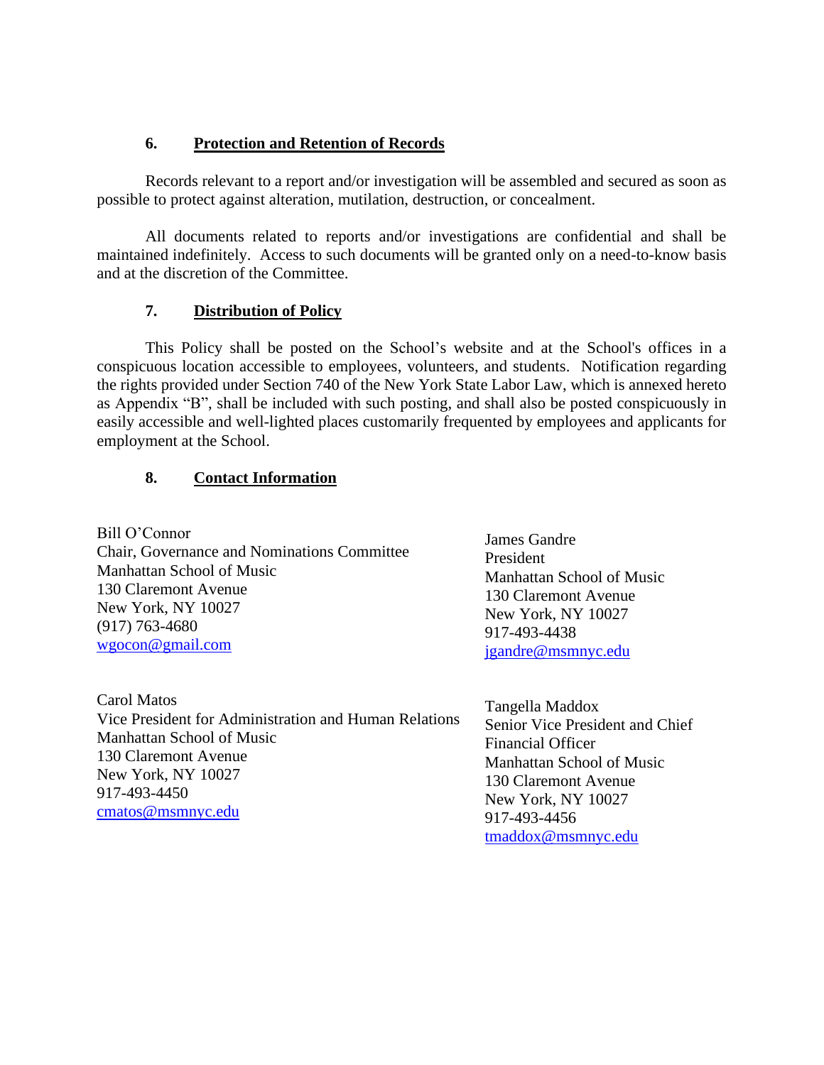## 6. Protection and Retention of Records

Records relevant to a report and/or investigation will be assembled and secured as soon as possible to protect against alteration, mutilation, destruction, or concealment.

All documents related to reports and/or investigations are confidential and shall be maintained indefinitely. Access to such documents will be granted only on a need-to-know basis and at the discretion of the Committee.

## 7. Distribution of Policy

This Policy shall be posted on the School's website and at the School's offices in a conspicuous location accessible to employees, volunteers, and students. Notification regarding the rights provided under Section 740 of the New York State Labor Law, which is annexed hereto as Appendix "B", shall be included with such posting, and shall also be posted conspicuously in easily accessible and well-lighted places customarily frequented by employees and applicants for employment at the School.

## 8. Contact Information

Bill O'Connor
Chair, Governance and Nominations Committee
Manhattan School of Music
130 Claremont Avenue
New York, NY 10027
(917) 763-4680
wgocon@gmail.com

James Gandre
President
Manhattan School of Music
130 Claremont Avenue
New York, NY 10027
917-493-4438
jgandre@msmnyc.edu

Carol Matos
Vice President for Administration and Human Relations
Manhattan School of Music
130 Claremont Avenue
New York, NY 10027
917-493-4450
cmatos@msmnyc.edu

Tangella Maddox
Senior Vice President and Chief Financial Officer
Manhattan School of Music
130 Claremont Avenue
New York, NY 10027
917-493-4456
tmaddox@msmnyc.edu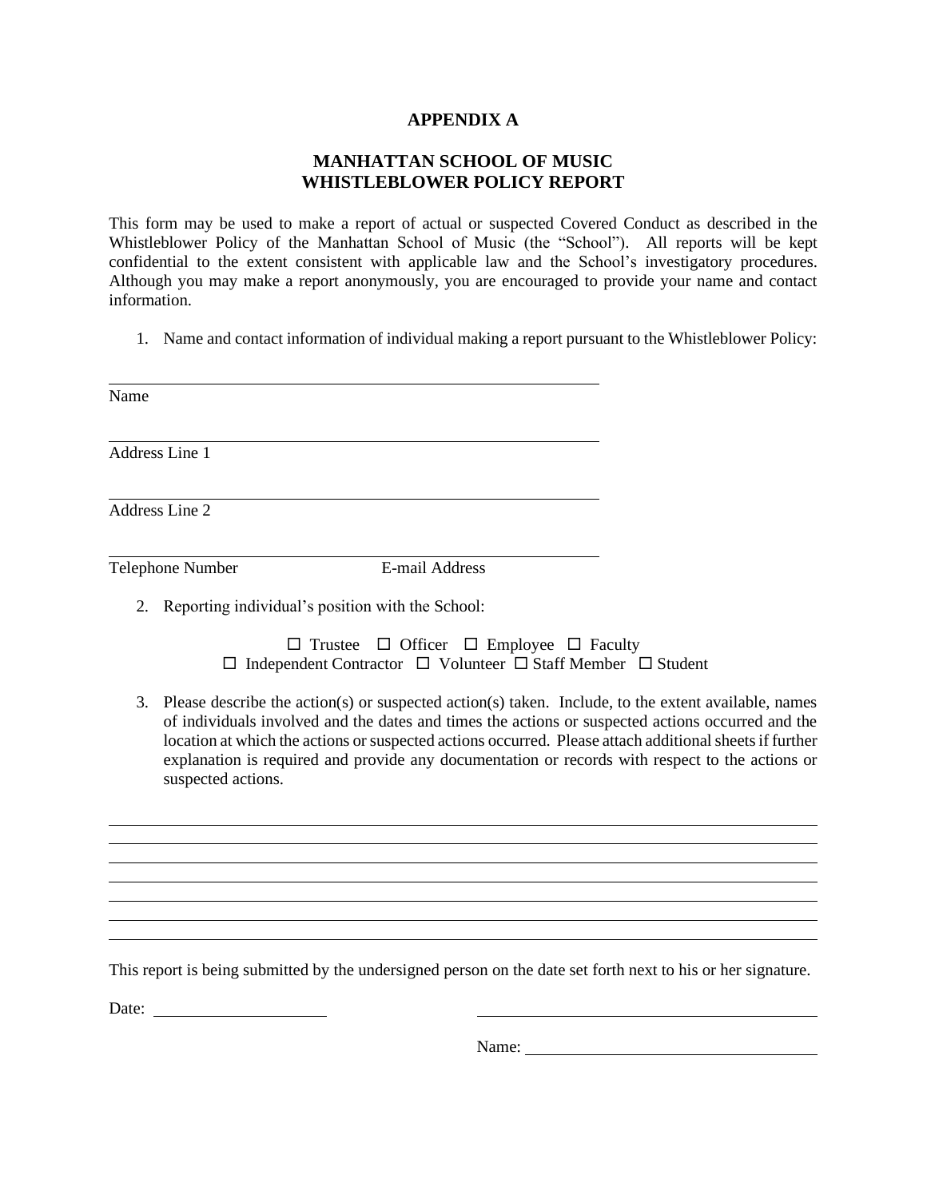**APPENDIX A**

**MANHATTAN SCHOOL OF MUSIC**
**WHISTLEBLOWER POLICY REPORT**

This form may be used to make a report of actual or suspected Covered Conduct as described in the Whistleblower Policy of the Manhattan School of Music (the "School"). All reports will be kept confidential to the extent consistent with applicable law and the School's investigatory procedures. Although you may make a report anonymously, you are encouraged to provide your name and contact information.

1. Name and contact information of individual making a report pursuant to the Whistleblower Policy:

\_\_\_\_\_\_\_\_\_\_\_\_\_\_\_\_\_\_\_\_\_\_\_\_\_\_\_\_\_\_\_\_\_\_\_\_\_\_\_\_
Name

\_\_\_\_\_\_\_\_\_\_\_\_\_\_\_\_\_\_\_\_\_\_\_\_\_\_\_\_\_\_\_\_\_\_\_\_\_\_\_\_
Address Line 1

\_\_\_\_\_\_\_\_\_\_\_\_\_\_\_\_\_\_\_\_\_\_\_\_\_\_\_\_\_\_\_\_\_\_\_\_\_\_\_\_
Address Line 2

\_\_\_\_\_\_\_\_\_\_\_\_\_\_\_\_\_\_\_\_\_\_\_\_\_\_\_\_\_\_\_\_\_\_\_\_\_\_\_\_
Telephone Number E-mail Address

2. Reporting individual's position with the School:

☐ Trustee ☐ Officer ☐ Employee ☐ Faculty
☐ Independent Contractor ☐ Volunteer ☐ Staff Member ☐ Student

3. Please describe the action(s) or suspected action(s) taken. Include, to the extent available, names of individuals involved and the dates and times the actions or suspected actions occurred and the location at which the actions or suspected actions occurred. Please attach additional sheets if further explanation is required and provide any documentation or records with respect to the actions or suspected actions.

\_\_\_\_\_\_\_\_\_\_\_\_\_\_\_\_\_\_\_\_\_\_\_\_\_\_\_\_\_\_\_\_\_\_\_\_\_\_\_\_\_\_\_\_\_\_\_\_\_\_\_\_\_\_\_\_\_\_\_\_
\_\_\_\_\_\_\_\_\_\_\_\_\_\_\_\_\_\_\_\_\_\_\_\_\_\_\_\_\_\_\_\_\_\_\_\_\_\_\_\_\_\_\_\_\_\_\_\_\_\_\_\_\_\_\_\_\_\_\_\_
\_\_\_\_\_\_\_\_\_\_\_\_\_\_\_\_\_\_\_\_\_\_\_\_\_\_\_\_\_\_\_\_\_\_\_\_\_\_\_\_\_\_\_\_\_\_\_\_\_\_\_\_\_\_\_\_\_\_\_\_
\_\_\_\_\_\_\_\_\_\_\_\_\_\_\_\_\_\_\_\_\_\_\_\_\_\_\_\_\_\_\_\_\_\_\_\_\_\_\_\_\_\_\_\_\_\_\_\_\_\_\_\_\_\_\_\_\_\_\_\_
\_\_\_\_\_\_\_\_\_\_\_\_\_\_\_\_\_\_\_\_\_\_\_\_\_\_\_\_\_\_\_\_\_\_\_\_\_\_\_\_\_\_\_\_\_\_\_\_\_\_\_\_\_\_\_\_\_\_\_\_
\_\_\_\_\_\_\_\_\_\_\_\_\_\_\_\_\_\_\_\_\_\_\_\_\_\_\_\_\_\_\_\_\_\_\_\_\_\_\_\_\_\_\_\_\_\_\_\_\_\_\_\_\_\_\_\_\_\_\_\_
\_\_\_\_\_\_\_\_\_\_\_\_\_\_\_\_\_\_\_\_\_\_\_\_\_\_\_\_\_\_\_\_\_\_\_\_\_\_\_\_\_\_\_\_\_\_\_\_\_\_\_\_\_\_\_\_\_\_\_\_

This report is being submitted by the undersigned person on the date set forth next to his or her signature.

Date: \_\_\_\_\_\_\_\_\_\_\_\_\_\_\_\_\_\_\_\_ \_\_\_\_\_\_\_\_\_\_\_\_\_\_\_\_\_\_\_\_\_\_\_\_\_\_\_\_\_\_\_\_\_\_\_\_\_\_\_\_

Name: \_\_\_\_\_\_\_\_\_\_\_\_\_\_\_\_\_\_\_\_\_\_\_\_\_\_\_\_\_\_\_\_\_\_